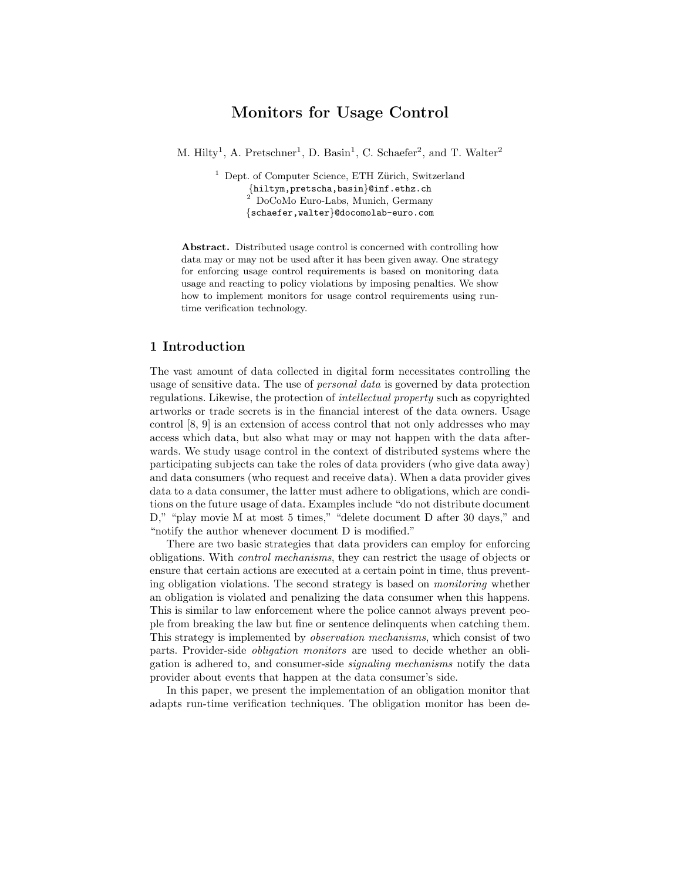# Monitors for Usage Control

M. Hilty[1], A. Pretschner[1], D. Basin[1], C. Schaefer[2], and T. Walter[2]

[1] Dept. of Computer Science, ETH Zürich, Switzerland
{hiltym,pretscha,basin}@inf.ethz.ch
[2] DoCoMo Euro-Labs, Munich, Germany
{schaefer,walter}@docomolab-euro.com

**Abstract.** Distributed usage control is concerned with controlling how data may or may not be used after it has been given away. One strategy for enforcing usage control requirements is based on monitoring data usage and reacting to policy violations by imposing penalties. We show how to implement monitors for usage control requirements using run-time verification technology.

## 1 Introduction

The vast amount of data collected in digital form necessitates controlling the usage of sensitive data. The use of *personal data* is governed by data protection regulations. Likewise, the protection of *intellectual property* such as copyrighted artworks or trade secrets is in the financial interest of the data owners. Usage control [8, 9] is an extension of access control that not only addresses who may access which data, but also what may or may not happen with the data afterwards. We study usage control in the context of distributed systems where the participating subjects can take the roles of data providers (who give data away) and data consumers (who request and receive data). When a data provider gives data to a data consumer, the latter must adhere to obligations, which are conditions on the future usage of data. Examples include "do not distribute document D," "play movie M at most 5 times," "delete document D after 30 days," and "notify the author whenever document D is modified."

There are two basic strategies that data providers can employ for enforcing obligations. With *control mechanisms*, they can restrict the usage of objects or ensure that certain actions are executed at a certain point in time, thus preventing obligation violations. The second strategy is based on *monitoring* whether an obligation is violated and penalizing the data consumer when this happens. This is similar to law enforcement where the police cannot always prevent people from breaking the law but fine or sentence delinquents when catching them. This strategy is implemented by *observation mechanisms*, which consist of two parts. Provider-side *obligation monitors* are used to decide whether an obligation is adhered to, and consumer-side *signaling mechanisms* notify the data provider about events that happen at the data consumer's side.

In this paper, we present the implementation of an obligation monitor that adapts run-time verification techniques. The obligation monitor has been de-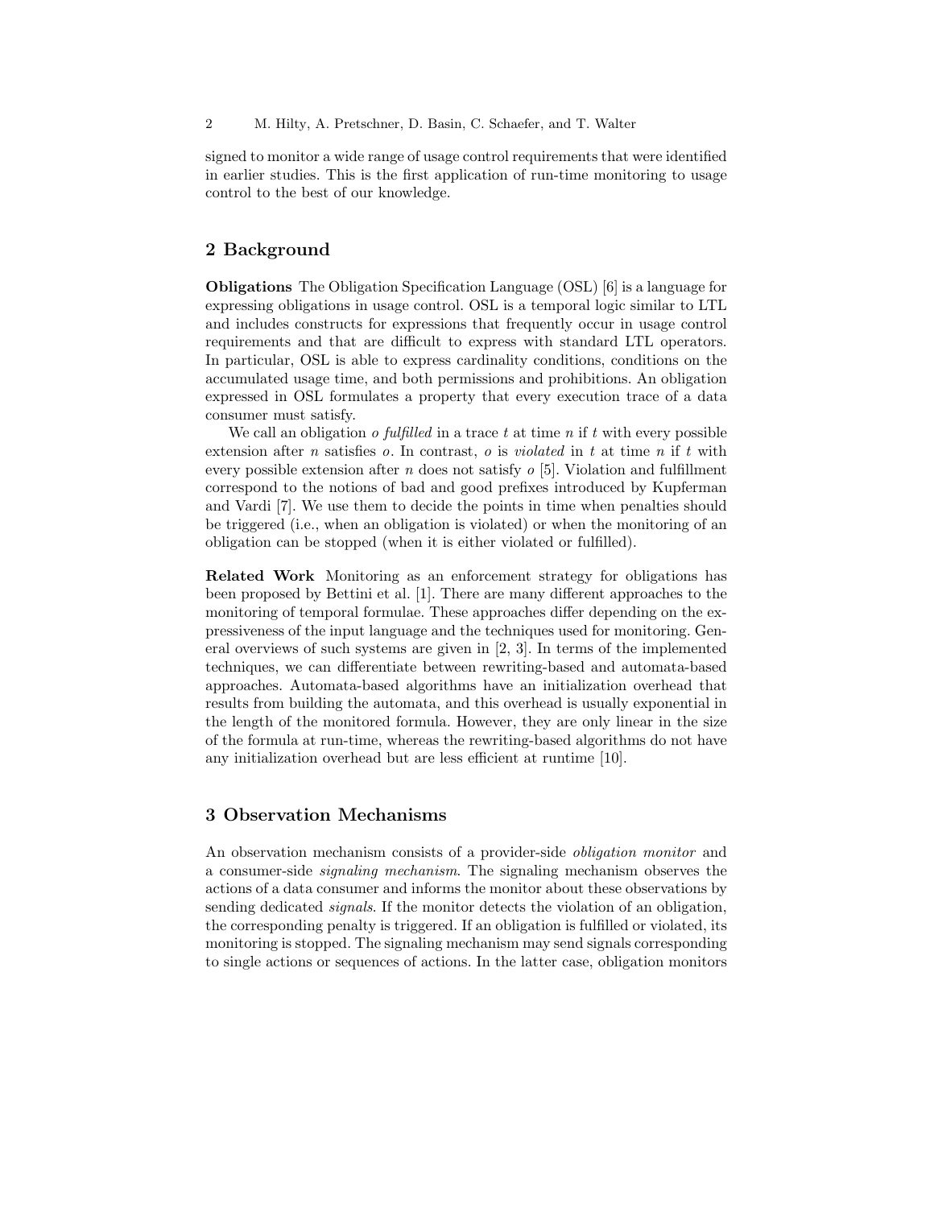signed to monitor a wide range of usage control requirements that were identified in earlier studies. This is the first application of run-time monitoring to usage control to the best of our knowledge.

## 2 Background

**Obligations** The Obligation Specification Language (OSL) [6] is a language for expressing obligations in usage control. OSL is a temporal logic similar to LTL and includes constructs for expressions that frequently occur in usage control requirements and that are difficult to express with standard LTL operators. In particular, OSL is able to express cardinality conditions, conditions on the accumulated usage time, and both permissions and prohibitions. An obligation expressed in OSL formulates a property that every execution trace of a data consumer must satisfy.

We call an obligation $o$ *fulfilled* in a trace $t$ at time $n$ if $t$ with every possible extension after $n$ satisfies $o$. In contrast, $o$ is *violated* in $t$ at time $n$ if $t$ with every possible extension after $n$ does not satisfy $o$ [5]. Violation and fulfillment correspond to the notions of bad and good prefixes introduced by Kupferman and Vardi [7]. We use them to decide the points in time when penalties should be triggered (i.e., when an obligation is violated) or when the monitoring of an obligation can be stopped (when it is either violated or fulfilled).

**Related Work** Monitoring as an enforcement strategy for obligations has been proposed by Bettini et al. [1]. There are many different approaches to the monitoring of temporal formulae. These approaches differ depending on the expressiveness of the input language and the techniques used for monitoring. General overviews of such systems are given in [2, 3]. In terms of the implemented techniques, we can differentiate between rewriting-based and automata-based approaches. Automata-based algorithms have an initialization overhead that results from building the automata, and this overhead is usually exponential in the length of the monitored formula. However, they are only linear in the size of the formula at run-time, whereas the rewriting-based algorithms do not have any initialization overhead but are less efficient at runtime [10].

## 3 Observation Mechanisms

An observation mechanism consists of a provider-side *obligation monitor* and a consumer-side *signaling mechanism*. The signaling mechanism observes the actions of a data consumer and informs the monitor about these observations by sending dedicated *signals*. If the monitor detects the violation of an obligation, the corresponding penalty is triggered. If an obligation is fulfilled or violated, its monitoring is stopped. The signaling mechanism may send signals corresponding to single actions or sequences of actions. In the latter case, obligation monitors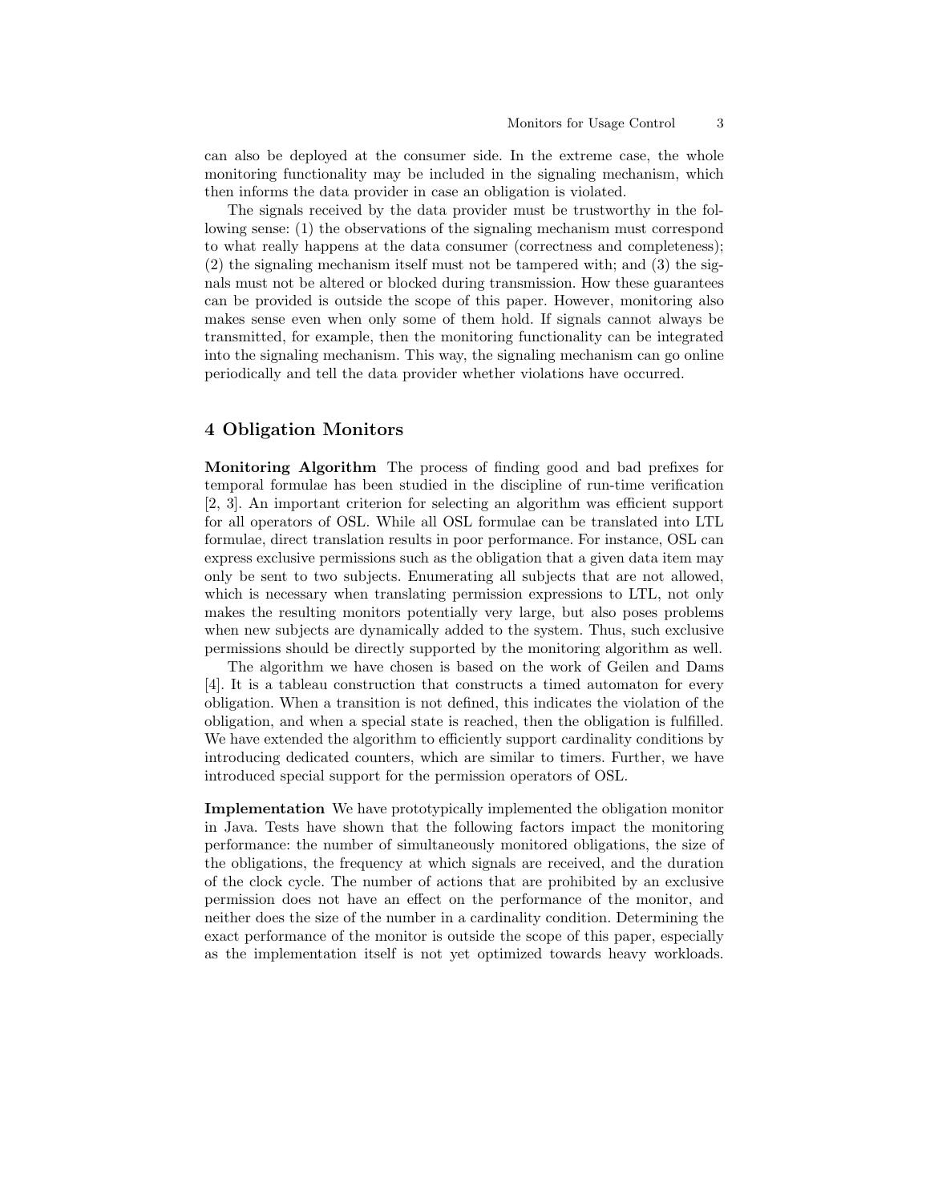can also be deployed at the consumer side. In the extreme case, the whole monitoring functionality may be included in the signaling mechanism, which then informs the data provider in case an obligation is violated.

The signals received by the data provider must be trustworthy in the following sense: (1) the observations of the signaling mechanism must correspond to what really happens at the data consumer (correctness and completeness); (2) the signaling mechanism itself must not be tampered with; and (3) the signals must not be altered or blocked during transmission. How these guarantees can be provided is outside the scope of this paper. However, monitoring also makes sense even when only some of them hold. If signals cannot always be transmitted, for example, then the monitoring functionality can be integrated into the signaling mechanism. This way, the signaling mechanism can go online periodically and tell the data provider whether violations have occurred.

## 4 Obligation Monitors

**Monitoring Algorithm** The process of finding good and bad prefixes for temporal formulae has been studied in the discipline of run-time verification [2, 3]. An important criterion for selecting an algorithm was efficient support for all operators of OSL. While all OSL formulae can be translated into LTL formulae, direct translation results in poor performance. For instance, OSL can express exclusive permissions such as the obligation that a given data item may only be sent to two subjects. Enumerating all subjects that are not allowed, which is necessary when translating permission expressions to LTL, not only makes the resulting monitors potentially very large, but also poses problems when new subjects are dynamically added to the system. Thus, such exclusive permissions should be directly supported by the monitoring algorithm as well.

The algorithm we have chosen is based on the work of Geilen and Dams [4]. It is a tableau construction that constructs a timed automaton for every obligation. When a transition is not defined, this indicates the violation of the obligation, and when a special state is reached, then the obligation is fulfilled. We have extended the algorithm to efficiently support cardinality conditions by introducing dedicated counters, which are similar to timers. Further, we have introduced special support for the permission operators of OSL.

**Implementation** We have prototypically implemented the obligation monitor in Java. Tests have shown that the following factors impact the monitoring performance: the number of simultaneously monitored obligations, the size of the obligations, the frequency at which signals are received, and the duration of the clock cycle. The number of actions that are prohibited by an exclusive permission does not have an effect on the performance of the monitor, and neither does the size of the number in a cardinality condition. Determining the exact performance of the monitor is outside the scope of this paper, especially as the implementation itself is not yet optimized towards heavy workloads.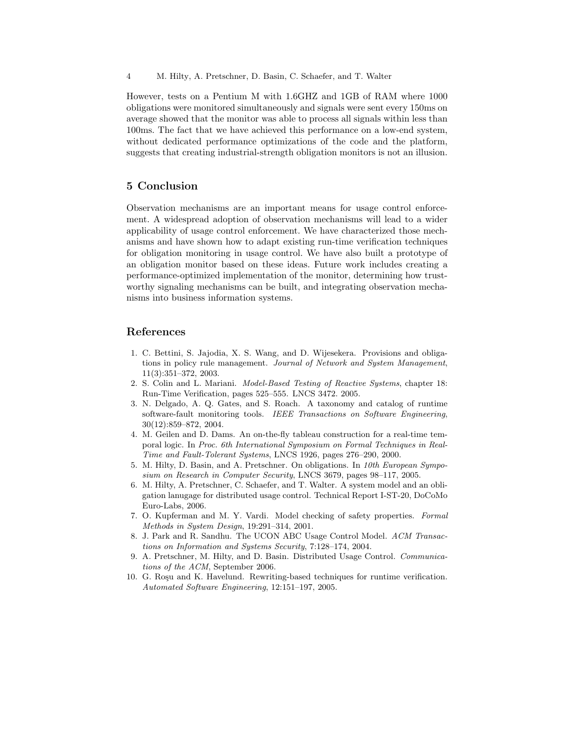However, tests on a Pentium M with 1.6GHZ and 1GB of RAM where 1000 obligations were monitored simultaneously and signals were sent every 150ms on average showed that the monitor was able to process all signals within less than 100ms. The fact that we have achieved this performance on a low-end system, without dedicated performance optimizations of the code and the platform, suggests that creating industrial-strength obligation monitors is not an illusion.

## 5 Conclusion

Observation mechanisms are an important means for usage control enforcement. A widespread adoption of observation mechanisms will lead to a wider applicability of usage control enforcement. We have characterized those mechanisms and have shown how to adapt existing run-time verification techniques for obligation monitoring in usage control. We have also built a prototype of an obligation monitor based on these ideas. Future work includes creating a performance-optimized implementation of the monitor, determining how trustworthy signaling mechanisms can be built, and integrating observation mechanisms into business information systems.

## References

1. C. Bettini, S. Jajodia, X. S. Wang, and D. Wijesekera. Provisions and obligations in policy rule management. *Journal of Network and System Management*, 11(3):351–372, 2003.
2. S. Colin and L. Mariani. *Model-Based Testing of Reactive Systems*, chapter 18: Run-Time Verification, pages 525–555. LNCS 3472. 2005.
3. N. Delgado, A. Q. Gates, and S. Roach. A taxonomy and catalog of runtime software-fault monitoring tools. *IEEE Transactions on Software Engineering*, 30(12):859–872, 2004.
4. M. Geilen and D. Dams. An on-the-fly tableau construction for a real-time temporal logic. In *Proc. 6th International Symposium on Formal Techniques in Real-Time and Fault-Tolerant Systems*, LNCS 1926, pages 276–290, 2000.
5. M. Hilty, D. Basin, and A. Pretschner. On obligations. In *10th European Symposium on Research in Computer Security*, LNCS 3679, pages 98–117, 2005.
6. M. Hilty, A. Pretschner, C. Schaefer, and T. Walter. A system model and an obligation lanugage for distributed usage control. Technical Report I-ST-20, DoCoMo Euro-Labs, 2006.
7. O. Kupferman and M. Y. Vardi. Model checking of safety properties. *Formal Methods in System Design*, 19:291–314, 2001.
8. J. Park and R. Sandhu. The UCON ABC Usage Control Model. *ACM Transactions on Information and Systems Security*, 7:128–174, 2004.
9. A. Pretschner, M. Hilty, and D. Basin. Distributed Usage Control. *Communications of the ACM*, September 2006.
10. G. Roşu and K. Havelund. Rewriting-based techniques for runtime verification. *Automated Software Engineering*, 12:151–197, 2005.